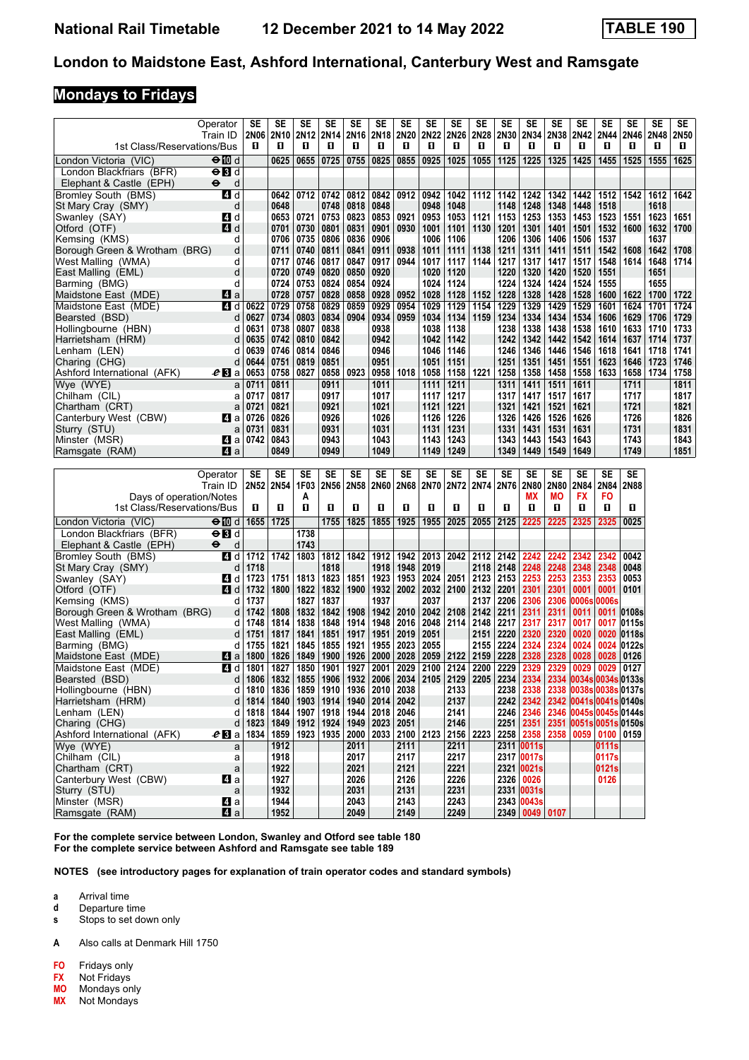## London to Maidstone East, Ashford International, Canterbury West and Ramsgate

## Mondays to Fridays

| Operator | | SE | SE | SE | SE | SE | SE | SE | SE | SE | SE | SE | SE | SE | SE | SE | SE | SE | SE |
|---|---|---|---|---|---|---|---|---|---|---|---|---|---|---|---|---|---|---|---|
| Train ID | | 2N06 | 2N10 | 2N12 | 2N14 | 2N16 | 2N18 | 2N20 | 2N22 | 2N26 | 2N28 | 2N30 | 2N34 | 2N38 | 2N42 | 2N44 | 2N46 | 2N48 | 2N50 |
| 1st Class/Reservations/Bus | | ■ | ■ | ■ | ■ | ■ | ■ | ■ | ■ | ■ | ■ | ■ | ■ | ■ | ■ | ■ | ■ | ■ | ■ |
| London Victoria (VIC) | d | | 0625 | 0655 | 0725 | 0755 | 0825 | 0855 | 0925 | 1025 | 1055 | 1125 | 1225 | 1325 | 1425 | 1455 | 1525 | 1555 | 1625 |
| London Blackfriars (BFR) | d | | | | | | | | | | | | | | | | | | |
| Elephant & Castle (EPH) | d | | | | | | | | | | | | | | | | | | |
| Bromley South (BMS) | d | | 0642 | 0712 | 0742 | 0812 | 0842 | 0912 | 0942 | 1042 | 1112 | 1142 | 1242 | 1342 | 1442 | 1512 | 1542 | 1612 | 1642 |
| St Mary Cray (SMY) | d | | 0648 | | 0748 | 0818 | 0848 | | 0948 | 1048 | | 1148 | 1248 | 1348 | 1448 | 1518 | | 1618 | |
| Swanley (SAY) | d | | 0653 | 0721 | 0753 | 0823 | 0853 | 0921 | 0953 | 1053 | 1121 | 1153 | 1253 | 1353 | 1453 | 1523 | 1551 | 1623 | 1651 |
| Otford (OTF) | d | | 0701 | 0730 | 0801 | 0831 | 0901 | 0930 | 1001 | 1101 | 1130 | 1201 | 1301 | 1401 | 1501 | 1532 | 1600 | 1632 | 1700 |
| Kemsing (KMS) | d | | 0706 | 0735 | 0806 | 0836 | 0906 | | 1006 | 1106 | | 1206 | 1306 | 1406 | 1506 | 1537 | | 1637 | |
| Borough Green & Wrotham (BRG) | d | | 0711 | 0740 | 0811 | 0841 | 0911 | 0938 | 1011 | 1111 | 1138 | 1211 | 1311 | 1411 | 1511 | 1542 | 1608 | 1642 | 1708 |
| West Malling (WMA) | d | | 0717 | 0746 | 0817 | 0847 | 0917 | 0944 | 1017 | 1117 | 1144 | 1217 | 1317 | 1417 | 1517 | 1548 | 1614 | 1648 | 1714 |
| East Malling (EML) | d | | 0720 | 0749 | 0820 | 0850 | 0920 | | 1020 | 1120 | | 1220 | 1320 | 1420 | 1520 | 1551 | | 1651 | |
| Barming (BMG) | d | | 0724 | 0753 | 0824 | 0854 | 0924 | | 1024 | 1124 | | 1224 | 1324 | 1424 | 1524 | 1555 | | 1655 | |
| Maidstone East (MDE) | a | | 0728 | 0757 | 0828 | 0858 | 0928 | 0952 | 1028 | 1128 | 1152 | 1228 | 1328 | 1428 | 1528 | 1600 | 1622 | 1700 | 1722 |
| Maidstone East (MDE) | d | 0622 | 0729 | 0758 | 0829 | 0859 | 0929 | 0954 | 1029 | 1129 | 1154 | 1229 | 1329 | 1429 | 1529 | 1601 | 1624 | 1701 | 1724 |
| Bearsted (BSD) | d | 0627 | 0734 | 0803 | 0834 | 0904 | 0934 | 0959 | 1034 | 1134 | 1159 | 1234 | 1334 | 1434 | 1534 | 1606 | 1629 | 1706 | 1729 |
| Hollingbourne (HBN) | d | 0631 | 0738 | 0807 | 0838 | | 0938 | | 1038 | 1138 | | 1238 | 1338 | 1438 | 1538 | 1610 | 1633 | 1710 | 1733 |
| Harrietsham (HRM) | d | 0635 | 0742 | 0810 | 0842 | | 0942 | | 1042 | 1142 | | 1242 | 1342 | 1442 | 1542 | 1614 | 1637 | 1714 | 1737 |
| Lenham (LEN) | d | 0639 | 0746 | 0814 | 0846 | | 0946 | | 1046 | 1146 | | 1246 | 1346 | 1446 | 1546 | 1618 | 1641 | 1718 | 1741 |
| Charing (CHG) | d | 0644 | 0751 | 0819 | 0851 | | 0951 | | 1051 | 1151 | | 1251 | 1351 | 1451 | 1551 | 1623 | 1646 | 1723 | 1746 |
| Ashford International (AFK) | a | 0653 | 0758 | 0827 | 0858 | 0923 | 0958 | 1018 | 1058 | 1158 | 1221 | 1258 | 1358 | 1458 | 1558 | 1633 | 1658 | 1734 | 1758 |
| Wye (WYE) | a | 0711 | 0811 | | 0911 | | 1011 | | 1111 | 1211 | | 1311 | 1411 | 1511 | 1611 | | 1711 | | 1811 |
| Chilham (CIL) | a | 0717 | 0817 | | 0917 | | 1017 | | 1117 | 1217 | | 1317 | 1417 | 1517 | 1617 | | 1717 | | 1817 |
| Chartham (CRT) | a | 0721 | 0821 | | 0921 | | 1021 | | 1121 | 1221 | | 1321 | 1421 | 1521 | 1621 | | 1721 | | 1821 |
| Canterbury West (CBW) | a | 0726 | 0826 | | 0926 | | 1026 | | 1126 | 1226 | | 1326 | 1426 | 1526 | 1626 | | 1726 | | 1826 |
| Sturry (STU) | a | 0731 | 0831 | | 0931 | | 1031 | | 1131 | 1231 | | 1331 | 1431 | 1531 | 1631 | | 1731 | | 1831 |
| Minster (MSR) | a | 0742 | 0843 | | 0943 | | 1043 | | 1143 | 1243 | | 1343 | 1443 | 1543 | 1643 | | 1743 | | 1843 |
| Ramsgate (RAM) | a | | 0849 | | 0949 | | 1049 | | 1149 | 1249 | | 1349 | 1449 | 1549 | 1649 | | 1749 | | 1851 |

| Operator | | SE | SE | SE | SE | SE | SE | SE | SE | SE | SE | SE | SE | SE | SE | SE | SE |
|---|---|---|---|---|---|---|---|---|---|---|---|---|---|---|---|---|---|
| Train ID | | 2N52 | 2N54 | 1F03 | 2N56 | 2N58 | 2N60 | 2N68 | 2N70 | 2N72 | 2N74 | 2N76 | 2N80 | 2N80 | 2N84 | 2N84 | 2N88 |
| Days of operation/Notes | | | | A | | | | | | | | | MX | MO | FX | FO | |
| 1st Class/Reservations/Bus | | ■ | ■ | ■ | ■ | ■ | ■ | ■ | ■ | ■ | ■ | ■ | ■ | ■ | ■ | ■ | ■ |
| London Victoria (VIC) | d | 1655 | 1725 | | 1755 | 1825 | 1855 | 1925 | 1955 | 2025 | 2055 | 2125 | 2225 | 2225 | 2325 | 2325 | 0025 |
| London Blackfriars (BFR) | d | | | 1738 | | | | | | | | | | | | | |
| Elephant & Castle (EPH) | d | | | 1743 | | | | | | | | | | | | | |
| Bromley South (BMS) | d | 1712 | 1742 | 1803 | 1812 | 1842 | 1912 | 1942 | 2013 | 2042 | 2112 | 2142 | 2242 | 2242 | 2342 | 2342 | 0042 |
| St Mary Cray (SMY) | d | 1718 | | | 1818 | | 1918 | 1948 | 2019 | | 2118 | 2148 | 2248 | 2248 | 2348 | 2348 | 0048 |
| Swanley (SAY) | d | 1723 | 1751 | 1813 | 1823 | 1851 | 1923 | 1953 | 2024 | 2051 | 2123 | 2153 | 2253 | 2253 | 2353 | 2353 | 0053 |
| Otford (OTF) | d | 1732 | 1800 | 1822 | 1832 | 1900 | 1932 | 2002 | 2032 | 2100 | 2132 | 2201 | 2301 | 2301 | 0001 | 0001 | 0101 |
| Kemsing (KMS) | d | 1737 | | 1827 | 1837 | | 1937 | | 2037 | | 2137 | 2206 | 2306 | 2306 | 0006s | 0006s | |
| Borough Green & Wrotham (BRG) | d | 1742 | 1808 | 1832 | 1842 | 1908 | 1942 | 2010 | 2042 | 2108 | 2142 | 2211 | 2311 | 2311 | 0011 | 0011 | 0108s |
| West Malling (WMA) | d | 1748 | 1814 | 1838 | 1848 | 1914 | 1948 | 2016 | 2048 | 2114 | 2148 | 2217 | 2317 | 2317 | 0017 | 0017 | 0115s |
| East Malling (EML) | d | 1751 | 1817 | 1841 | 1851 | 1917 | 1951 | 2019 | 2051 | | 2151 | 2220 | 2320 | 2320 | 0020 | 0020 | 0118s |
| Barming (BMG) | d | 1755 | 1821 | 1845 | 1855 | 1921 | 1955 | 2023 | 2055 | | 2155 | 2224 | 2324 | 2324 | 0024 | 0024 | 0122s |
| Maidstone East (MDE) | a | 1800 | 1826 | 1849 | 1900 | 1926 | 2000 | 2028 | 2059 | 2122 | 2159 | 2228 | 2328 | 2328 | 0028 | 0028 | 0126 |
| Maidstone East (MDE) | d | 1801 | 1827 | 1850 | 1901 | 1927 | 2001 | 2029 | 2100 | 2124 | 2200 | 2229 | 2329 | 2329 | 0029 | 0029 | 0127 |
| Bearsted (BSD) | d | 1806 | 1832 | 1855 | 1906 | 1932 | 2006 | 2034 | 2105 | 2129 | 2205 | 2234 | 2334 | 2334 | 0034s | 0034s | 0133s |
| Hollingbourne (HBN) | d | 1810 | 1836 | 1859 | 1910 | 1936 | 2010 | 2038 | | 2133 | | 2238 | 2338 | 2338 | 0038s | 0038s | 0137s |
| Harrietsham (HRM) | d | 1814 | 1840 | 1903 | 1914 | 1940 | 2014 | 2042 | | 2137 | | 2242 | 2342 | 2342 | 0041s | 0041s | 0140s |
| Lenham (LEN) | d | 1818 | 1844 | 1907 | 1918 | 1944 | 2018 | 2046 | | 2141 | | 2246 | 2346 | 2346 | 0045s | 0045s | 0144s |
| Charing (CHG) | d | 1823 | 1849 | 1912 | 1924 | 1949 | 2023 | 2051 | | 2146 | | 2251 | 2351 | 2351 | 0051s | 0051s | 0150s |
| Ashford International (AFK) | a | 1834 | 1859 | 1923 | 1935 | 2000 | 2033 | 2100 | 2123 | 2156 | 2223 | 2258 | 2358 | 2358 | 0059 | 0100 | 0159 |
| Wye (WYE) | a | | 1912 | | | 2011 | | 2111 | | 2211 | | 2311 | 0011s | | | 0111s | |
| Chilham (CIL) | a | | 1918 | | | 2017 | | 2117 | | 2217 | | 2317 | 0017s | | | 0117s | |
| Chartham (CRT) | a | | 1922 | | | 2021 | | 2121 | | 2221 | | 2321 | 0021s | | | 0121s | |
| Canterbury West (CBW) | a | | 1927 | | | 2026 | | 2126 | | 2226 | | 2326 | 0026 | | | 0126 | |
| Sturry (STU) | a | | 1932 | | | 2031 | | 2131 | | 2231 | | 2331 | 0031s | | | | |
| Minster (MSR) | a | | 1944 | | | 2043 | | 2143 | | 2243 | | 2343 | 0043s | | | | |
| Ramsgate (RAM) | a | | 1952 | | | 2049 | | 2149 | | 2249 | | 2349 | 0049 | 0107 | | | |

**For the complete service between London, Swanley and Otford see table 180**
**For the complete service between Ashford and Ramsgate see table 189**

**NOTES (see introductory pages for explanation of train operator codes and standard symbols)**

- **a** Arrival time
- **d** Departure time
- **s** Stops to set down only

- **A** Also calls at Denmark Hill 1750

- **FO** Fridays only
- **FX** Not Fridays
- **MO** Mondays only
- **MX** Not Mondays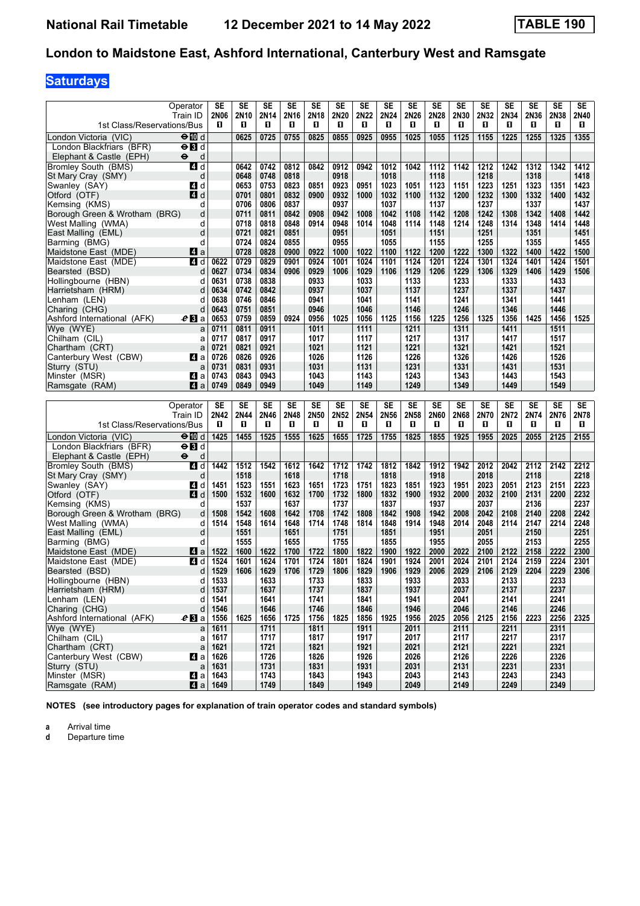# National Rail Timetable 12 December 2021 to 14 May 2022 — TABLE 190

## London to Maidstone East, Ashford International, Canterbury West and Ramsgate

### Saturdays

| Operator | | SE | SE | SE | SE | SE | SE | SE | SE | SE | SE | SE | SE | SE | SE | SE | SE |
|---|---|---|---|---|---|---|---|---|---|---|---|---|---|---|---|---|---|
| Train ID | | 2N06 | 2N10 | 2N14 | 2N16 | 2N18 | 2N20 | 2N22 | 2N24 | 2N26 | 2N28 | 2N30 | 2N32 | 2N34 | 2N36 | 2N38 | 2N40 |
| 1st Class/Reservations/Bus | | 1 | 1 | 1 | 1 | 1 | 1 | 1 | 1 | 1 | 1 | 1 | 1 | 1 | 1 | 1 | 1 |
| London Victoria (VIC) | ⊖ 10 d | | 0625 | 0725 | 0755 | 0825 | 0855 | 0925 | 0955 | 1025 | 1055 | 1125 | 1155 | 1225 | 1255 | 1325 | 1355 |
| London Blackfriars (BFR) | ⊖ 3 d | | | | | | | | | | | | | | | | |
| Elephant & Castle (EPH) | ⊖ d | | | | | | | | | | | | | | | | |
| Bromley South (BMS) | 4 d | | 0642 | 0742 | 0812 | 0842 | 0912 | 0942 | 1012 | 1042 | 1112 | 1142 | 1212 | 1242 | 1312 | 1342 | 1412 |
| St Mary Cray (SMY) | d | | 0648 | 0748 | 0818 | | 0918 | | 1018 | | 1118 | | 1218 | | 1318 | | 1418 |
| Swanley (SAY) | 4 d | | 0653 | 0753 | 0823 | 0851 | 0923 | 0951 | 1023 | 1051 | 1123 | 1151 | 1223 | 1251 | 1323 | 1351 | 1423 |
| Otford (OTF) | 4 d | | 0701 | 0801 | 0832 | 0900 | 0932 | 1000 | 1032 | 1100 | 1132 | 1200 | 1232 | 1300 | 1332 | 1400 | 1432 |
| Kemsing (KMS) | d | | 0706 | 0806 | 0837 | | 0937 | | 1037 | | 1137 | | 1237 | | 1337 | | 1437 |
| Borough Green & Wrotham (BRG) | d | | 0711 | 0811 | 0842 | 0908 | 0942 | 1008 | 1042 | 1108 | 1142 | 1208 | 1242 | 1308 | 1342 | 1408 | 1442 |
| West Malling (WMA) | d | | 0718 | 0818 | 0848 | 0914 | 0948 | 1014 | 1048 | 1114 | 1148 | 1214 | 1248 | 1314 | 1348 | 1414 | 1448 |
| East Malling (EML) | d | | 0721 | 0821 | 0851 | | 0951 | | 1051 | | 1151 | | 1251 | | 1351 | | 1451 |
| Barming (BMG) | d | | 0724 | 0824 | 0855 | | 0955 | | 1055 | | 1155 | | 1255 | | 1355 | | 1455 |
| Maidstone East (MDE) | 4 a | | 0728 | 0828 | 0900 | 0922 | 1000 | 1022 | 1100 | 1122 | 1200 | 1222 | 1300 | 1322 | 1400 | 1422 | 1500 |
| Maidstone East (MDE) | 4 d | 0622 | 0729 | 0829 | 0901 | 0924 | 1001 | 1024 | 1101 | 1124 | 1201 | 1224 | 1301 | 1324 | 1401 | 1424 | 1501 |
| Bearsted (BSD) | d | 0627 | 0734 | 0834 | 0906 | 0929 | 1006 | 1029 | 1106 | 1129 | 1206 | 1229 | 1306 | 1329 | 1406 | 1429 | 1506 |
| Hollingbourne (HBN) | d | 0631 | 0738 | 0838 | | 0933 | | 1033 | | 1133 | | 1233 | | 1333 | | 1433 | |
| Harrietsham (HRM) | d | 0634 | 0742 | 0842 | | 0937 | | 1037 | | 1137 | | 1237 | | 1337 | | 1437 | |
| Lenham (LEN) | d | 0638 | 0746 | 0846 | | 0941 | | 1041 | | 1141 | | 1241 | | 1341 | | 1441 | |
| Charing (CHG) | d | 0643 | 0751 | 0851 | | 0946 | | 1046 | | 1146 | | 1246 | | 1346 | | 1446 | |
| Ashford International (AFK) | 3 a | 0653 | 0759 | 0859 | 0924 | 0956 | 1025 | 1056 | 1125 | 1156 | 1225 | 1256 | 1325 | 1356 | 1425 | 1456 | 1525 |
| Wye (WYE) | a | 0711 | 0811 | 0911 | | 1011 | | 1111 | | 1211 | | 1311 | | 1411 | | 1511 | |
| Chilham (CIL) | a | 0717 | 0817 | 0917 | | 1017 | | 1117 | | 1217 | | 1317 | | 1417 | | 1517 | |
| Chartham (CRT) | a | 0721 | 0821 | 0921 | | 1021 | | 1121 | | 1221 | | 1321 | | 1421 | | 1521 | |
| Canterbury West (CBW) | 4 a | 0726 | 0826 | 0926 | | 1026 | | 1126 | | 1226 | | 1326 | | 1426 | | 1526 | |
| Sturry (STU) | a | 0731 | 0831 | 0931 | | 1031 | | 1131 | | 1231 | | 1331 | | 1431 | | 1531 | |
| Minster (MSR) | 4 a | 0743 | 0843 | 0943 | | 1043 | | 1143 | | 1243 | | 1343 | | 1443 | | 1543 | |
| Ramsgate (RAM) | 4 a | 0749 | 0849 | 0949 | | 1049 | | 1149 | | 1249 | | 1349 | | 1449 | | 1549 | |

| Operator | | SE | SE | SE | SE | SE | SE | SE | SE | SE | SE | SE | SE | SE | SE | SE | SE |
|---|---|---|---|---|---|---|---|---|---|---|---|---|---|---|---|---|---|
| Train ID | | 2N42 | 2N44 | 2N46 | 2N48 | 2N50 | 2N52 | 2N54 | 2N56 | 2N58 | 2N60 | 2N68 | 2N70 | 2N72 | 2N74 | 2N76 | 2N78 |
| 1st Class/Reservations/Bus | | 1 | 1 | 1 | 1 | 1 | 1 | 1 | 1 | 1 | 1 | 1 | 1 | 1 | 1 | 1 | 1 |
| London Victoria (VIC) | ⊖ 10 d | 1425 | 1455 | 1525 | 1555 | 1625 | 1655 | 1725 | 1755 | 1825 | 1855 | 1925 | 1955 | 2025 | 2055 | 2125 | 2155 |
| London Blackfriars (BFR) | ⊖ 3 d | | | | | | | | | | | | | | | | |
| Elephant & Castle (EPH) | ⊖ d | | | | | | | | | | | | | | | | |
| Bromley South (BMS) | 4 d | 1442 | 1512 | 1542 | 1612 | 1642 | 1712 | 1742 | 1812 | 1842 | 1912 | 1942 | 2012 | 2042 | 2112 | 2142 | 2212 |
| St Mary Cray (SMY) | d | | 1518 | | 1618 | | 1718 | | 1818 | | 1918 | | 2018 | | 2118 | | 2218 |
| Swanley (SAY) | 4 d | 1451 | 1523 | 1551 | 1623 | 1651 | 1723 | 1751 | 1823 | 1851 | 1923 | 1951 | 2023 | 2051 | 2123 | 2151 | 2223 |
| Otford (OTF) | 4 d | 1500 | 1532 | 1600 | 1632 | 1700 | 1732 | 1800 | 1832 | 1900 | 1932 | 2000 | 2032 | 2100 | 2131 | 2200 | 2232 |
| Kemsing (KMS) | d | | 1537 | | 1637 | | 1737 | | 1837 | | 1937 | | 2037 | | 2136 | | 2237 |
| Borough Green & Wrotham (BRG) | d | 1508 | 1542 | 1608 | 1642 | 1708 | 1742 | 1808 | 1842 | 1908 | 1942 | 2008 | 2042 | 2108 | 2140 | 2208 | 2242 |
| West Malling (WMA) | d | 1514 | 1548 | 1614 | 1648 | 1714 | 1748 | 1814 | 1848 | 1914 | 1948 | 2014 | 2048 | 2114 | 2147 | 2214 | 2248 |
| East Malling (EML) | d | | 1551 | | 1651 | | 1751 | | 1851 | | 1951 | | 2051 | | 2150 | | 2251 |
| Barming (BMG) | d | | 1555 | | 1655 | | 1755 | | 1855 | | 1955 | | 2055 | | 2153 | | 2255 |
| Maidstone East (MDE) | 4 a | 1522 | 1600 | 1622 | 1700 | 1722 | 1800 | 1822 | 1900 | 1922 | 2000 | 2022 | 2100 | 2122 | 2158 | 2222 | 2300 |
| Maidstone East (MDE) | 4 d | 1524 | 1601 | 1624 | 1701 | 1724 | 1801 | 1824 | 1901 | 1924 | 2001 | 2024 | 2101 | 2124 | 2159 | 2224 | 2301 |
| Bearsted (BSD) | d | 1529 | 1606 | 1629 | 1706 | 1729 | 1806 | 1829 | 1906 | 1929 | 2006 | 2029 | 2106 | 2129 | 2204 | 2229 | 2306 |
| Hollingbourne (HBN) | d | 1533 | | 1633 | | 1733 | | 1833 | | 1933 | | 2033 | | 2133 | | 2233 | |
| Harrietsham (HRM) | d | 1537 | | 1637 | | 1737 | | 1837 | | 1937 | | 2037 | | 2137 | | 2237 | |
| Lenham (LEN) | d | 1541 | | 1641 | | 1741 | | 1841 | | 1941 | | 2041 | | 2141 | | 2241 | |
| Charing (CHG) | d | 1546 | | 1646 | | 1746 | | 1846 | | 1946 | | 2046 | | 2146 | | 2246 | |
| Ashford International (AFK) | 3 a | 1556 | 1625 | 1656 | 1725 | 1756 | 1825 | 1856 | 1925 | 1956 | 2025 | 2056 | 2125 | 2156 | 2223 | 2256 | 2325 |
| Wye (WYE) | a | 1611 | | 1711 | | 1811 | | 1911 | | 2011 | | 2111 | | 2211 | | 2311 | |
| Chilham (CIL) | a | 1617 | | 1717 | | 1817 | | 1917 | | 2017 | | 2117 | | 2217 | | 2317 | |
| Chartham (CRT) | a | 1621 | | 1721 | | 1821 | | 1921 | | 2021 | | 2121 | | 2221 | | 2321 | |
| Canterbury West (CBW) | 4 a | 1626 | | 1726 | | 1826 | | 1926 | | 2026 | | 2126 | | 2226 | | 2326 | |
| Sturry (STU) | a | 1631 | | 1731 | | 1831 | | 1931 | | 2031 | | 2131 | | 2231 | | 2331 | |
| Minster (MSR) | 4 a | 1643 | | 1743 | | 1843 | | 1943 | | 2043 | | 2143 | | 2243 | | 2343 | |
| Ramsgate (RAM) | 4 a | 1649 | | 1749 | | 1849 | | 1949 | | 2049 | | 2149 | | 2249 | | 2349 | |

**NOTES (see introductory pages for explanation of train operator codes and standard symbols)**

**a** Arrival time
**d** Departure time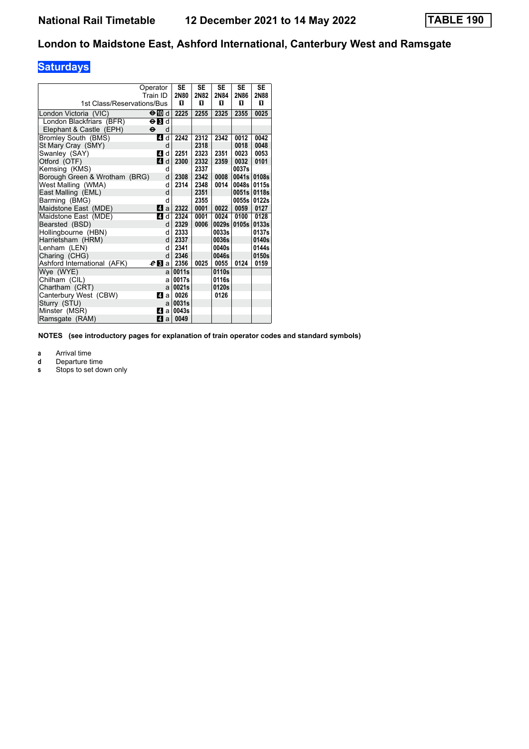# National Rail Timetable 12 December 2021 to 14 May 2022 TABLE 190

## London to Maidstone East, Ashford International, Canterbury West and Ramsgate

### Saturdays

| Operator | | SE | SE | SE | SE | SE |
|---|---|---|---|---|---|---|
| Train ID | | 2N80 | 2N82 | 2N84 | 2N86 | 2N88 |
| 1st Class/Reservations/Bus | | 1 | 1 | 1 | 1 | 1 |
| London Victoria (VIC) | ⊖ 10 d | 2225 | 2255 | 2325 | 2355 | 0025 |
| London Blackfriars (BFR) | ⊖ 3 d | | | | | |
| Elephant & Castle (EPH) | ⊖ d | | | | | |
| Bromley South (BMS) | 4 d | 2242 | 2312 | 2342 | 0012 | 0042 |
| St Mary Cray (SMY) | d | | 2318 | | 0018 | 0048 |
| Swanley (SAY) | 4 d | 2251 | 2323 | 2351 | 0023 | 0053 |
| Otford (OTF) | 4 d | 2300 | 2332 | 2359 | 0032 | 0101 |
| Kemsing (KMS) | d | | 2337 | | 0037s | |
| Borough Green & Wrotham (BRG) | d | 2308 | 2342 | 0008 | 0041s | 0108s |
| West Malling (WMA) | d | 2314 | 2348 | 0014 | 0048s | 0115s |
| East Malling (EML) | d | | 2351 | | 0051s | 0118s |
| Barming (BMG) | d | | 2355 | | 0055s | 0122s |
| Maidstone East (MDE) | 4 a | 2322 | 0001 | 0022 | 0059 | 0127 |
| Maidstone East (MDE) | 4 d | 2324 | 0001 | 0024 | 0100 | 0128 |
| Bearsted (BSD) | d | 2329 | 0006 | 0029s | 0105s | 0133s |
| Hollingbourne (HBN) | d | 2333 | | 0033s | | 0137s |
| Harrietsham (HRM) | d | 2337 | | 0036s | | 0140s |
| Lenham (LEN) | d | 2341 | | 0040s | | 0144s |
| Charing (CHG) | d | 2346 | | 0046s | | 0150s |
| Ashford International (AFK) | 3 a | 2356 | 0025 | 0055 | 0124 | 0159 |
| Wye (WYE) | a | 0011s | | 0110s | | |
| Chilham (CIL) | a | 0017s | | 0116s | | |
| Chartham (CRT) | a | 0021s | | 0120s | | |
| Canterbury West (CBW) | 4 a | 0026 | | 0126 | | |
| Sturry (STU) | a | 0031s | | | | |
| Minster (MSR) | 4 a | 0043s | | | | |
| Ramsgate (RAM) | 4 a | 0049 | | | | |

**NOTES (see introductory pages for explanation of train operator codes and standard symbols)**

- **a** Arrival time
- **d** Departure time
- **s** Stops to set down only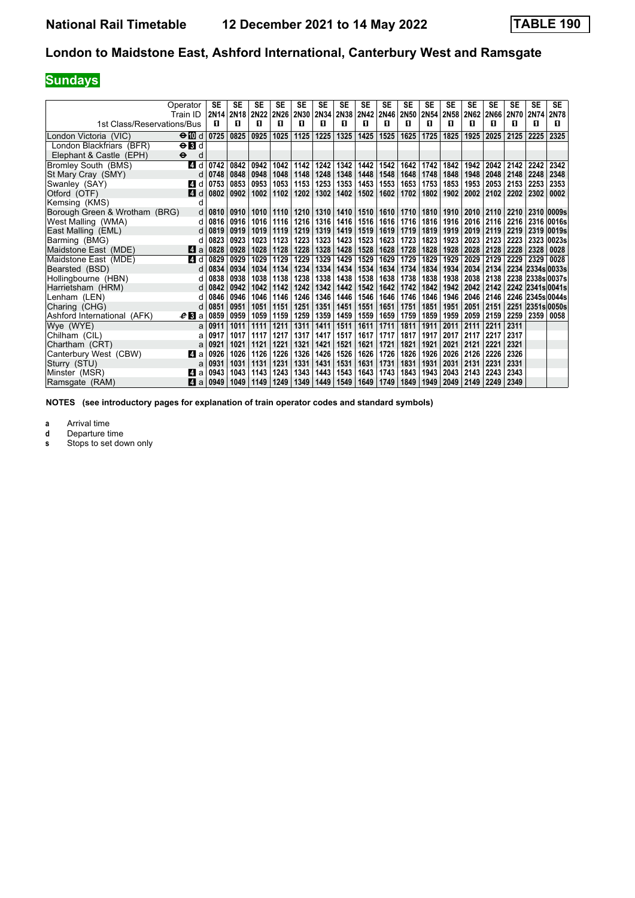# National Rail Timetable 12 December 2021 to 14 May 2022 TABLE 190

## London to Maidstone East, Ashford International, Canterbury West and Ramsgate

### Sundays

| Operator | | SE | SE | SE | SE | SE | SE | SE | SE | SE | SE | SE | SE | SE | SE | SE | SE | SE |
|---|---|---|---|---|---|---|---|---|---|---|---|---|---|---|---|---|---|---|
| Train ID | | 2N14 | 2N18 | 2N22 | 2N26 | 2N30 | 2N34 | 2N38 | 2N42 | 2N46 | 2N50 | 2N54 | 2N58 | 2N62 | 2N66 | 2N70 | 2N74 | 2N78 |
| 1st Class/Reservations/Bus | | 1 | 1 | 1 | 1 | 1 | 1 | 1 | 1 | 1 | 1 | 1 | 1 | 1 | 1 | 1 | 1 | 1 |
| London Victoria (VIC) | ⊖ 10 d | 0725 | 0825 | 0925 | 1025 | 1125 | 1225 | 1325 | 1425 | 1525 | 1625 | 1725 | 1825 | 1925 | 2025 | 2125 | 2225 | 2325 |
| London Blackfriars (BFR) | ⊖ 3 d | | | | | | | | | | | | | | | | | |
| Elephant & Castle (EPH) | ⊖ d | | | | | | | | | | | | | | | | | |
| Bromley South (BMS) | 4 d | 0742 | 0842 | 0942 | 1042 | 1142 | 1242 | 1342 | 1442 | 1542 | 1642 | 1742 | 1842 | 1942 | 2042 | 2142 | 2242 | 2342 |
| St Mary Cray (SMY) | d | 0748 | 0848 | 0948 | 1048 | 1148 | 1248 | 1348 | 1448 | 1548 | 1648 | 1748 | 1848 | 1948 | 2048 | 2148 | 2248 | 2348 |
| Swanley (SAY) | 4 d | 0753 | 0853 | 0953 | 1053 | 1153 | 1253 | 1353 | 1453 | 1553 | 1653 | 1753 | 1853 | 1953 | 2053 | 2153 | 2253 | 2353 |
| Otford (OTF) | 4 d | 0802 | 0902 | 1002 | 1102 | 1202 | 1302 | 1402 | 1502 | 1602 | 1702 | 1802 | 1902 | 2002 | 2102 | 2202 | 2302 | 0002 |
| Kemsing (KMS) | d | | | | | | | | | | | | | | | | | |
| Borough Green & Wrotham (BRG) | d | 0810 | 0910 | 1010 | 1110 | 1210 | 1310 | 1410 | 1510 | 1610 | 1710 | 1810 | 1910 | 2010 | 2110 | 2210 | 2310 | 0009s |
| West Malling (WMA) | d | 0816 | 0916 | 1016 | 1116 | 1216 | 1316 | 1416 | 1516 | 1616 | 1716 | 1816 | 1916 | 2016 | 2116 | 2216 | 2316 | 0016s |
| East Malling (EML) | d | 0819 | 0919 | 1019 | 1119 | 1219 | 1319 | 1419 | 1519 | 1619 | 1719 | 1819 | 1919 | 2019 | 2119 | 2219 | 2319 | 0019s |
| Barming (BMG) | d | 0823 | 0923 | 1023 | 1123 | 1223 | 1323 | 1423 | 1523 | 1623 | 1723 | 1823 | 1923 | 2023 | 2123 | 2223 | 2323 | 0023s |
| Maidstone East (MDE) | 4 a | 0828 | 0928 | 1028 | 1128 | 1228 | 1328 | 1428 | 1528 | 1628 | 1728 | 1828 | 1928 | 2028 | 2128 | 2228 | 2328 | 0028 |
| Maidstone East (MDE) | 4 d | 0829 | 0929 | 1029 | 1129 | 1229 | 1329 | 1429 | 1529 | 1629 | 1729 | 1829 | 1929 | 2029 | 2129 | 2229 | 2329 | 0028 |
| Bearsted (BSD) | d | 0834 | 0934 | 1034 | 1134 | 1234 | 1334 | 1434 | 1534 | 1634 | 1734 | 1834 | 1934 | 2034 | 2134 | 2234 | 2334s | 0033s |
| Hollingbourne (HBN) | d | 0838 | 0938 | 1038 | 1138 | 1238 | 1338 | 1438 | 1538 | 1638 | 1738 | 1838 | 1938 | 2038 | 2138 | 2238 | 2338s | 0037s |
| Harrietsham (HRM) | d | 0842 | 0942 | 1042 | 1142 | 1242 | 1342 | 1442 | 1542 | 1642 | 1742 | 1842 | 1942 | 2042 | 2142 | 2242 | 2341s | 0041s |
| Lenham (LEN) | d | 0846 | 0946 | 1046 | 1146 | 1246 | 1346 | 1446 | 1546 | 1646 | 1746 | 1846 | 1946 | 2046 | 2146 | 2246 | 2345s | 0044s |
| Charing (CHG) | d | 0851 | 0951 | 1051 | 1151 | 1251 | 1351 | 1451 | 1551 | 1651 | 1751 | 1851 | 1951 | 2051 | 2151 | 2251 | 2351s | 0050s |
| Ashford International (AFK) | 3 a | 0859 | 0959 | 1059 | 1159 | 1259 | 1359 | 1459 | 1559 | 1659 | 1759 | 1859 | 1959 | 2059 | 2159 | 2259 | 2359 | 0058 |
| Wye (WYE) | a | 0911 | 1011 | 1111 | 1211 | 1311 | 1411 | 1511 | 1611 | 1711 | 1811 | 1911 | 2011 | 2111 | 2211 | 2311 | | |
| Chilham (CIL) | a | 0917 | 1017 | 1117 | 1217 | 1317 | 1417 | 1517 | 1617 | 1717 | 1817 | 1917 | 2017 | 2117 | 2217 | 2317 | | |
| Chartham (CRT) | a | 0921 | 1021 | 1121 | 1221 | 1321 | 1421 | 1521 | 1621 | 1721 | 1821 | 1921 | 2021 | 2121 | 2221 | 2321 | | |
| Canterbury West (CBW) | 4 a | 0926 | 1026 | 1126 | 1226 | 1326 | 1426 | 1526 | 1626 | 1726 | 1826 | 1926 | 2026 | 2126 | 2226 | 2326 | | |
| Sturry (STU) | a | 0931 | 1031 | 1131 | 1231 | 1331 | 1431 | 1531 | 1631 | 1731 | 1831 | 1931 | 2031 | 2131 | 2231 | 2331 | | |
| Minster (MSR) | 4 a | 0943 | 1043 | 1143 | 1243 | 1343 | 1443 | 1543 | 1643 | 1743 | 1843 | 1943 | 2043 | 2143 | 2243 | 2343 | | |
| Ramsgate (RAM) | 4 a | 0949 | 1049 | 1149 | 1249 | 1349 | 1449 | 1549 | 1649 | 1749 | 1849 | 1949 | 2049 | 2149 | 2249 | 2349 | | |

**NOTES (see introductory pages for explanation of train operator codes and standard symbols)**

- **a** Arrival time
- **d** Departure time
- **s** Stops to set down only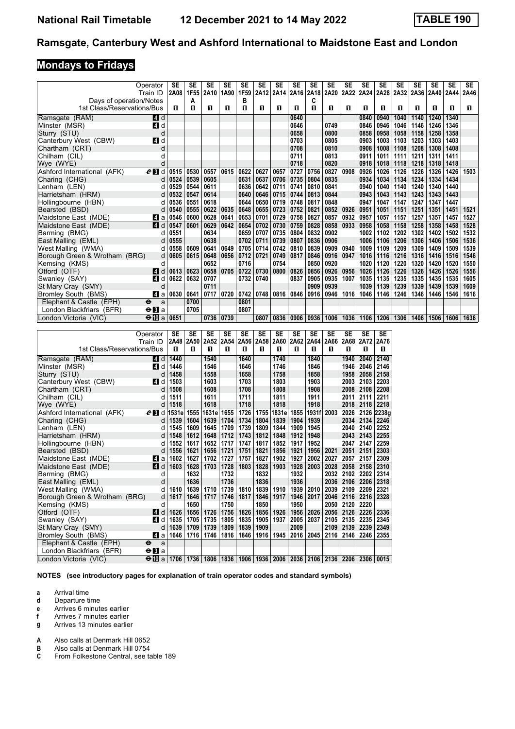# Ramsgate, Canterbury West and Ashford International to Maidstone East and London

## Mondays to Fridays

| Operator | | SE | SE | SE | SE | SE | SE | SE | SE | SE | SE | SE | SE | SE | SE | SE | SE | SE | SE |
|---|---|---|---|---|---|---|---|---|---|---|---|---|---|---|---|---|---|---|---|
| Train ID | | 2A08 | 1F55 | 2A10 | 1A90 | 1F59 | 2A12 | 2A14 | 2A16 | 2A18 | 2A20 | 2A22 | 2A24 | 2A28 | 2A32 | 2A36 | 2A40 | 2A44 | 2A46 |
| Days of operation/Notes | | | A | | | B | | | | C | | | | | | | | | |
| 1st Class/Reservations/Bus | | ■ | ■ | ■ | ■ | ■ | ■ | ■ | ■ | ■ | ■ | ■ | ■ | ■ | ■ | ■ | ■ | ■ | ■ |
| Ramsgate (RAM) | 4 d | | | | | | | | 0640 | | | | 0840 | 0940 | 1040 | 1140 | 1240 | 1340 | |
| Minster (MSR) | 4 d | | | | | | | | 0646 | | 0749 | | 0846 | 0946 | 1046 | 1146 | 1246 | 1346 | |
| Sturry (STU) | d | | | | | | | | 0658 | | 0800 | | 0858 | 0958 | 1058 | 1158 | 1258 | 1358 | |
| Canterbury West (CBW) | 4 d | | | | | | | | 0703 | | 0805 | | 0903 | 1003 | 1103 | 1203 | 1303 | 1403 | |
| Chartham (CRT) | d | | | | | | | | 0708 | | 0810 | | 0908 | 1008 | 1108 | 1208 | 1308 | 1408 | |
| Chilham (CIL) | d | | | | | | | | 0711 | | 0813 | | 0911 | 1011 | 1111 | 1211 | 1311 | 1411 | |
| Wye (WYE) | d | | | | | | | | 0718 | | 0820 | | 0918 | 1018 | 1118 | 1218 | 1318 | 1418 | |
| Ashford International (AFK) | 3 d | 0515 | 0530 | 0557 | 0615 | 0622 | 0627 | 0657 | 0727 | 0756 | 0827 | 0908 | 0926 | 1026 | 1126 | 1226 | 1326 | 1426 | 1503 |
| Charing (CHG) | d | 0524 | 0539 | 0605 | | 0631 | 0637 | 0706 | 0735 | 0804 | 0835 | | 0934 | 1034 | 1134 | 1234 | 1334 | 1434 | |
| Lenham (LEN) | d | 0529 | 0544 | 0611 | | 0636 | 0642 | 0711 | 0741 | 0810 | 0841 | | 0940 | 1040 | 1140 | 1240 | 1340 | 1440 | |
| Harrietsham (HRM) | d | 0532 | 0547 | 0614 | | 0640 | 0646 | 0715 | 0744 | 0813 | 0844 | | 0943 | 1043 | 1143 | 1243 | 1343 | 1443 | |
| Hollingbourne (HBN) | d | 0536 | 0551 | 0618 | | 0644 | 0650 | 0719 | 0748 | 0817 | 0848 | | 0947 | 1047 | 1147 | 1247 | 1347 | 1447 | |
| Bearsted (BSD) | d | 0540 | 0555 | 0622 | 0635 | 0648 | 0655 | 0723 | 0752 | 0821 | 0852 | 0926 | 0951 | 1051 | 1151 | 1251 | 1351 | 1451 | 1521 |
| Maidstone East (MDE) | 4 a | 0546 | 0600 | 0628 | 0641 | 0653 | 0701 | 0729 | 0758 | 0827 | 0857 | 0932 | 0957 | 1057 | 1157 | 1257 | 1357 | 1457 | 1527 |
| Maidstone East (MDE) | 4 d | 0547 | 0601 | 0629 | 0642 | 0654 | 0702 | 0730 | 0759 | 0828 | 0858 | 0933 | 0958 | 1058 | 1158 | 1258 | 1358 | 1458 | 1528 |
| Barming (BMG) | d | 0551 | | 0634 | | 0659 | 0707 | 0735 | 0804 | 0832 | 0902 | | 1002 | 1102 | 1202 | 1302 | 1402 | 1502 | 1532 |
| East Malling (EML) | d | 0555 | | 0638 | | 0702 | 0711 | 0739 | 0807 | 0836 | 0906 | | 1006 | 1106 | 1206 | 1306 | 1406 | 1506 | 1536 |
| West Malling (WMA) | d | 0558 | 0609 | 0641 | 0649 | 0705 | 0714 | 0742 | 0810 | 0839 | 0909 | 0940 | 1009 | 1109 | 1209 | 1309 | 1409 | 1509 | 1539 |
| Borough Green & Wrotham (BRG) | d | 0605 | 0615 | 0648 | 0656 | 0712 | 0721 | 0749 | 0817 | 0846 | 0916 | 0947 | 1016 | 1116 | 1216 | 1316 | 1416 | 1516 | 1546 |
| Kemsing (KMS) | d | | | 0652 | | 0716 | | 0754 | | 0850 | 0920 | | 1020 | 1120 | 1220 | 1320 | 1420 | 1520 | 1550 |
| Otford (OTF) | 4 d | 0613 | 0623 | 0658 | 0705 | 0722 | 0730 | 0800 | 0826 | 0856 | 0926 | 0956 | 1026 | 1126 | 1226 | 1326 | 1426 | 1526 | 1556 |
| Swanley (SAY) | 4 d | 0622 | 0632 | 0707 | | 0732 | 0740 | | 0837 | 0905 | 0935 | 1007 | 1035 | 1135 | 1235 | 1335 | 1435 | 1535 | 1605 |
| St Mary Cray (SMY) | d | | | 0711 | | | | | | 0909 | 0939 | | 1039 | 1139 | 1239 | 1339 | 1439 | 1539 | 1609 |
| Bromley South (BMS) | 4 a | 0630 | 0641 | 0717 | 0720 | 0742 | 0748 | 0816 | 0846 | 0916 | 0946 | 1016 | 1046 | 1146 | 1246 | 1346 | 1446 | 1546 | 1616 |
| Elephant & Castle (EPH) | ⊖ a | | 0700 | | | 0801 | | | | | | | | | | | | | |
| London Blackfriars (BFR) | ⊖ 3 a | | 0705 | | | 0807 | | | | | | | | | | | | | |
| London Victoria (VIC) | ⊖ 10 a | 0651 | | 0736 | 0739 | | 0807 | 0836 | 0906 | 0936 | 1006 | 1036 | 1106 | 1206 | 1306 | 1406 | 1506 | 1606 | 1636 |

| Operator | | SE | SE | SE | SE | SE | SE | SE | SE | SE | SE | SE | SE | SE |
|---|---|---|---|---|---|---|---|---|---|---|---|---|---|---|
| Train ID | | 2A48 | 2A50 | 2A52 | 2A54 | 2A56 | 2A58 | 2A60 | 2A62 | 2A64 | 2A66 | 2A68 | 2A72 | 2A76 |
| 1st Class/Reservations/Bus | | ■ | ■ | ■ | ■ | ■ | ■ | ■ | ■ | ■ | ■ | ■ | ■ | ■ |
| Ramsgate (RAM) | 4 d | 1440 | | 1540 | | 1640 | | 1740 | | 1840 | | 1940 | 2040 | 2140 |
| Minster (MSR) | 4 d | 1446 | | 1546 | | 1646 | | 1746 | | 1846 | | 1946 | 2046 | 2146 |
| Sturry (STU) | d | 1458 | | 1558 | | 1658 | | 1758 | | 1858 | | 1958 | 2058 | 2158 |
| Canterbury West (CBW) | 4 d | 1503 | | 1603 | | 1703 | | 1803 | | 1903 | | 2003 | 2103 | 2203 |
| Chartham (CRT) | d | 1508 | | 1608 | | 1708 | | 1808 | | 1908 | | 2008 | 2108 | 2208 |
| Chilham (CIL) | d | 1511 | | 1611 | | 1711 | | 1811 | | 1911 | | 2011 | 2111 | 2211 |
| Wye (WYE) | d | 1518 | | 1618 | | 1718 | | 1818 | | 1918 | | 2018 | 2118 | 2218 |
| Ashford International (AFK) | 3 d | 1531e | 1555 | 1631e | 1655 | 1726 | 1755 | 1831e | 1855 | 1931f | 2003 | 2026 | 2126 | 2238g |
| Charing (CHG) | d | 1539 | 1604 | 1639 | 1704 | 1734 | 1804 | 1839 | 1904 | 1939 | | 2034 | 2134 | 2246 |
| Lenham (LEN) | d | 1545 | 1609 | 1645 | 1709 | 1739 | 1809 | 1844 | 1909 | 1945 | | 2040 | 2140 | 2252 |
| Harrietsham (HRM) | d | 1548 | 1612 | 1648 | 1712 | 1743 | 1812 | 1848 | 1912 | 1948 | | 2043 | 2143 | 2255 |
| Hollingbourne (HBN) | d | 1552 | 1617 | 1652 | 1717 | 1747 | 1817 | 1852 | 1917 | 1952 | | 2047 | 2147 | 2259 |
| Bearsted (BSD) | d | 1556 | 1621 | 1656 | 1721 | 1751 | 1821 | 1856 | 1921 | 1956 | 2021 | 2051 | 2151 | 2303 |
| Maidstone East (MDE) | 4 a | 1602 | 1627 | 1702 | 1727 | 1757 | 1827 | 1902 | 1927 | 2002 | 2027 | 2057 | 2157 | 2309 |
| Maidstone East (MDE) | 4 d | 1603 | 1628 | 1703 | 1728 | 1803 | 1828 | 1903 | 1928 | 2003 | 2028 | 2058 | 2158 | 2310 |
| Barming (BMG) | d | | 1632 | | 1732 | | 1832 | | 1932 | | 2032 | 2102 | 2202 | 2314 |
| East Malling (EML) | d | | 1636 | | 1736 | | 1836 | | 1936 | | 2036 | 2106 | 2206 | 2318 |
| West Malling (WMA) | d | 1610 | 1639 | 1710 | 1739 | 1810 | 1839 | 1910 | 1939 | 2010 | 2039 | 2109 | 2209 | 2321 |
| Borough Green & Wrotham (BRG) | d | 1617 | 1646 | 1717 | 1746 | 1817 | 1846 | 1917 | 1946 | 2017 | 2046 | 2116 | 2216 | 2328 |
| Kemsing (KMS) | d | | 1650 | | 1750 | | 1850 | | 1950 | | 2050 | 2120 | 2220 | |
| Otford (OTF) | 4 d | 1626 | 1656 | 1726 | 1756 | 1826 | 1856 | 1926 | 1956 | 2026 | 2056 | 2126 | 2226 | 2336 |
| Swanley (SAY) | 4 d | 1635 | 1705 | 1735 | 1805 | 1835 | 1905 | 1937 | 2005 | 2037 | 2105 | 2135 | 2235 | 2345 |
| St Mary Cray (SMY) | d | 1639 | 1709 | 1739 | 1809 | 1839 | 1909 | | 2009 | | 2109 | 2139 | 2239 | 2349 |
| Bromley South (BMS) | 4 a | 1646 | 1716 | 1746 | 1816 | 1846 | 1916 | 1945 | 2016 | 2045 | 2116 | 2146 | 2246 | 2355 |
| Elephant & Castle (EPH) | ⊖ a | | | | | | | | | | | | | |
| London Blackfriars (BFR) | ⊖ 3 a | | | | | | | | | | | | | |
| London Victoria (VIC) | ⊖ 10 a | 1706 | 1736 | 1806 | 1836 | 1906 | 1936 | 2006 | 2036 | 2106 | 2136 | 2206 | 2306 | 0015 |

**NOTES (see introductory pages for explanation of train operator codes and standard symbols)**

- **a** Arrival time
- **d** Departure time
- **e** Arrives 6 minutes earlier
- **f** Arrives 7 minutes earlier
- **g** Arrives 13 minutes earlier

- **A** Also calls at Denmark Hill 0652
- **B** Also calls at Denmark Hill 0754
- **C** From Folkestone Central, see table 189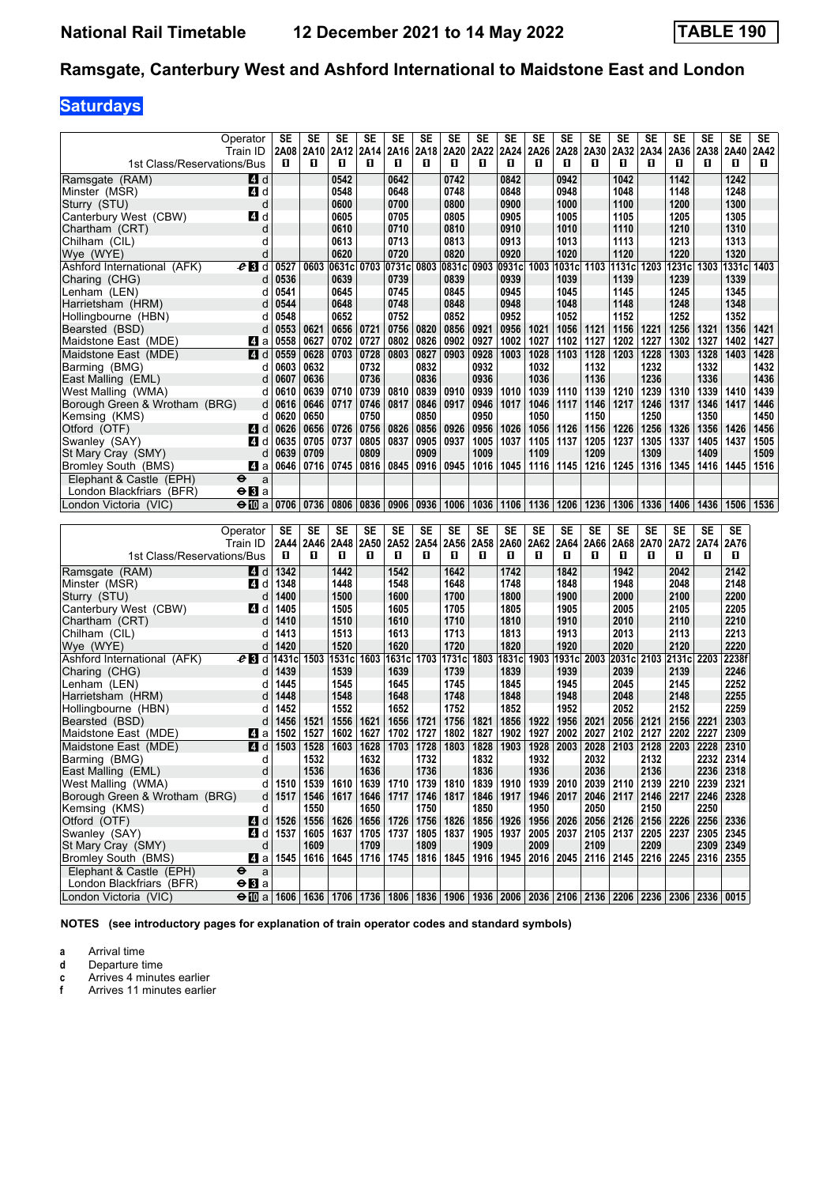# National Rail Timetable 12 December 2021 to 14 May 2022 TABLE 190

## Ramsgate, Canterbury West and Ashford International to Maidstone East and London

### Saturdays

| Operator | | SE | SE | SE | SE | SE | SE | SE | SE | SE | SE | SE | SE | SE | SE | SE | SE | SE | SE |
|---|---|---|---|---|---|---|---|---|---|---|---|---|---|---|---|---|---|---|---|
| Train ID | | 2A08 | 2A10 | 2A12 | 2A14 | 2A16 | 2A18 | 2A20 | 2A22 | 2A24 | 2A26 | 2A28 | 2A30 | 2A32 | 2A34 | 2A36 | 2A38 | 2A40 | 2A42 |
| 1st Class/Reservations/Bus | | ■ | ■ | ■ | ■ | ■ | ■ | ■ | ■ | ■ | ■ | ■ | ■ | ■ | ■ | ■ | ■ | ■ | ■ |
| Ramsgate (RAM) | 4 d | | | 0542 | | 0642 | | 0742 | | 0842 | | 0942 | | 1042 | | 1142 | | 1242 | |
| Minster (MSR) | 4 d | | | 0548 | | 0648 | | 0748 | | 0848 | | 0948 | | 1048 | | 1148 | | 1248 | |
| Sturry (STU) | d | | | 0600 | | 0700 | | 0800 | | 0900 | | 1000 | | 1100 | | 1200 | | 1300 | |
| Canterbury West (CBW) | 4 d | | | 0605 | | 0705 | | 0805 | | 0905 | | 1005 | | 1105 | | 1205 | | 1305 | |
| Chartham (CRT) | d | | | 0610 | | 0710 | | 0810 | | 0910 | | 1010 | | 1110 | | 1210 | | 1310 | |
| Chilham (CIL) | d | | | 0613 | | 0713 | | 0813 | | 0913 | | 1013 | | 1113 | | 1213 | | 1313 | |
| Wye (WYE) | d | | | 0620 | | 0720 | | 0820 | | 0920 | | 1020 | | 1120 | | 1220 | | 1320 | |
| Ashford International (AFK) | 3 d | 0527 | 0603 | 0631c | 0703 | 0731c | 0803 | 0831c | 0903 | 0931c | 1003 | 1031c | 1103 | 1131c | 1203 | 1231c | 1303 | 1331c | 1403 |
| Charing (CHG) | d | 0536 | | 0639 | | 0739 | | 0839 | | 0939 | | 1039 | | 1139 | | 1239 | | 1339 | |
| Lenham (LEN) | d | 0541 | | 0645 | | 0745 | | 0845 | | 0945 | | 1045 | | 1145 | | 1245 | | 1345 | |
| Harrietsham (HRM) | d | 0544 | | 0648 | | 0748 | | 0848 | | 0948 | | 1048 | | 1148 | | 1248 | | 1348 | |
| Hollingbourne (HBN) | d | 0548 | | 0652 | | 0752 | | 0852 | | 0952 | | 1052 | | 1152 | | 1252 | | 1352 | |
| Bearsted (BSD) | d | 0553 | 0621 | 0656 | 0721 | 0756 | 0820 | 0856 | 0921 | 0956 | 1021 | 1056 | 1121 | 1156 | 1221 | 1256 | 1321 | 1356 | 1421 |
| Maidstone East (MDE) | 4 a | 0558 | 0627 | 0702 | 0727 | 0802 | 0826 | 0902 | 0927 | 1002 | 1027 | 1102 | 1127 | 1202 | 1227 | 1302 | 1327 | 1402 | 1427 |
| Maidstone East (MDE) | 4 d | 0559 | 0628 | 0703 | 0728 | 0803 | 0827 | 0903 | 0928 | 1003 | 1028 | 1103 | 1128 | 1203 | 1228 | 1303 | 1328 | 1403 | 1428 |
| Barming (BMG) | d | 0603 | 0632 | | 0732 | | 0832 | | 0932 | | 1032 | | 1132 | | 1232 | | 1332 | | 1432 |
| East Malling (EML) | d | 0607 | 0636 | | 0736 | | 0836 | | 0936 | | 1036 | | 1136 | | 1236 | | 1336 | | 1436 |
| West Malling (WMA) | d | 0610 | 0639 | 0710 | 0739 | 0810 | 0839 | 0910 | 0939 | 1010 | 1039 | 1110 | 1139 | 1210 | 1239 | 1310 | 1339 | 1410 | 1439 |
| Borough Green & Wrotham (BRG) | d | 0616 | 0646 | 0717 | 0746 | 0817 | 0846 | 0917 | 0946 | 1017 | 1046 | 1117 | 1146 | 1217 | 1246 | 1317 | 1346 | 1417 | 1446 |
| Kemsing (KMS) | d | 0620 | 0650 | | 0750 | | 0850 | | 0950 | | 1050 | | 1150 | | 1250 | | 1350 | | 1450 |
| Otford (OTF) | 4 d | 0626 | 0656 | 0726 | 0756 | 0826 | 0856 | 0926 | 0956 | 1026 | 1056 | 1126 | 1156 | 1226 | 1256 | 1326 | 1356 | 1426 | 1456 |
| Swanley (SAY) | 4 d | 0635 | 0705 | 0737 | 0805 | 0837 | 0905 | 0937 | 1005 | 1037 | 1105 | 1137 | 1205 | 1237 | 1305 | 1337 | 1405 | 1437 | 1505 |
| St Mary Cray (SMY) | d | 0639 | 0709 | | 0809 | | 0909 | | 1009 | | 1109 | | 1209 | | 1309 | | 1409 | | 1509 |
| Bromley South (BMS) | 4 a | 0646 | 0716 | 0745 | 0816 | 0845 | 0916 | 0945 | 1016 | 1045 | 1116 | 1145 | 1216 | 1245 | 1316 | 1345 | 1416 | 1445 | 1516 |
| Elephant & Castle (EPH) | ⊖ a | | | | | | | | | | | | | | | | | | |
| London Blackfriars (BFR) | ⊖ 3 a | | | | | | | | | | | | | | | | | | |
| London Victoria (VIC) | ⊖ 10 a | 0706 | 0736 | 0806 | 0836 | 0906 | 0936 | 1006 | 1036 | 1106 | 1136 | 1206 | 1236 | 1306 | 1336 | 1406 | 1436 | 1506 | 1536 |

| Operator | | SE | SE | SE | SE | SE | SE | SE | SE | SE | SE | SE | SE | SE | SE | SE | SE | SE |
|---|---|---|---|---|---|---|---|---|---|---|---|---|---|---|---|---|---|---|
| Train ID | | 2A44 | 2A46 | 2A48 | 2A50 | 2A52 | 2A54 | 2A56 | 2A58 | 2A60 | 2A62 | 2A64 | 2A66 | 2A68 | 2A70 | 2A72 | 2A74 | 2A76 |
| 1st Class/Reservations/Bus | | ■ | ■ | ■ | ■ | ■ | ■ | ■ | ■ | ■ | ■ | ■ | ■ | ■ | ■ | ■ | ■ | ■ |
| Ramsgate (RAM) | 4 d | 1342 | | 1442 | | 1542 | | 1642 | | 1742 | | 1842 | | 1942 | | 2042 | | 2142 |
| Minster (MSR) | 4 d | 1348 | | 1448 | | 1548 | | 1648 | | 1748 | | 1848 | | 1948 | | 2048 | | 2148 |
| Sturry (STU) | d | 1400 | | 1500 | | 1600 | | 1700 | | 1800 | | 1900 | | 2000 | | 2100 | | 2200 |
| Canterbury West (CBW) | 4 d | 1405 | | 1505 | | 1605 | | 1705 | | 1805 | | 1905 | | 2005 | | 2105 | | 2205 |
| Chartham (CRT) | d | 1410 | | 1510 | | 1610 | | 1710 | | 1810 | | 1910 | | 2010 | | 2110 | | 2210 |
| Chilham (CIL) | d | 1413 | | 1513 | | 1613 | | 1713 | | 1813 | | 1913 | | 2013 | | 2113 | | 2213 |
| Wye (WYE) | d | 1420 | | 1520 | | 1620 | | 1720 | | 1820 | | 1920 | | 2020 | | 2120 | | 2220 |
| Ashford International (AFK) | 3 d | 1431c | 1503 | 1531c | 1603 | 1631c | 1703 | 1731c | 1803 | 1831c | 1903 | 1931c | 2003 | 2031c | 2103 | 2131c | 2203 | 2238f |
| Charing (CHG) | d | 1439 | | 1539 | | 1639 | | 1739 | | 1839 | | 1939 | | 2039 | | 2139 | | 2246 |
| Lenham (LEN) | d | 1445 | | 1545 | | 1645 | | 1745 | | 1845 | | 1945 | | 2045 | | 2145 | | 2252 |
| Harrietsham (HRM) | d | 1448 | | 1548 | | 1648 | | 1748 | | 1848 | | 1948 | | 2048 | | 2148 | | 2255 |
| Hollingbourne (HBN) | d | 1452 | | 1552 | | 1652 | | 1752 | | 1852 | | 1952 | | 2052 | | 2152 | | 2259 |
| Bearsted (BSD) | d | 1456 | 1521 | 1556 | 1621 | 1656 | 1721 | 1756 | 1821 | 1856 | 1922 | 1956 | 2021 | 2056 | 2121 | 2156 | 2221 | 2303 |
| Maidstone East (MDE) | 4 a | 1502 | 1527 | 1602 | 1627 | 1702 | 1727 | 1802 | 1827 | 1902 | 1927 | 2002 | 2027 | 2102 | 2127 | 2202 | 2227 | 2309 |
| Maidstone East (MDE) | 4 d | 1503 | 1528 | 1603 | 1628 | 1703 | 1728 | 1803 | 1828 | 1903 | 1928 | 2003 | 2028 | 2103 | 2128 | 2203 | 2228 | 2310 |
| Barming (BMG) | d | | 1532 | | 1632 | | 1732 | | 1832 | | 1932 | | 2032 | | 2132 | | 2232 | 2314 |
| East Malling (EML) | d | | 1536 | | 1636 | | 1736 | | 1836 | | 1936 | | 2036 | | 2136 | | 2236 | 2318 |
| West Malling (WMA) | d | 1510 | 1539 | 1610 | 1639 | 1710 | 1739 | 1810 | 1839 | 1910 | 1939 | 2010 | 2039 | 2110 | 2139 | 2210 | 2239 | 2321 |
| Borough Green & Wrotham (BRG) | d | 1517 | 1546 | 1617 | 1646 | 1717 | 1746 | 1817 | 1846 | 1917 | 1946 | 2017 | 2046 | 2117 | 2146 | 2217 | 2246 | 2328 |
| Kemsing (KMS) | d | | 1550 | | 1650 | | 1750 | | 1850 | | 1950 | | 2050 | | 2150 | | 2250 | |
| Otford (OTF) | 4 d | 1526 | 1556 | 1626 | 1656 | 1726 | 1756 | 1826 | 1856 | 1926 | 1956 | 2026 | 2056 | 2126 | 2156 | 2226 | 2256 | 2336 |
| Swanley (SAY) | 4 d | 1537 | 1605 | 1637 | 1705 | 1737 | 1805 | 1837 | 1905 | 1937 | 2005 | 2037 | 2105 | 2137 | 2205 | 2237 | 2305 | 2345 |
| St Mary Cray (SMY) | d | | 1609 | | 1709 | | 1809 | | 1909 | | 2009 | | 2109 | | 2209 | | 2309 | 2349 |
| Bromley South (BMS) | 4 a | 1545 | 1616 | 1645 | 1716 | 1745 | 1816 | 1845 | 1916 | 1945 | 2016 | 2045 | 2116 | 2145 | 2216 | 2245 | 2316 | 2355 |
| Elephant & Castle (EPH) | ⊖ a | | | | | | | | | | | | | | | | | |
| London Blackfriars (BFR) | ⊖ 3 a | | | | | | | | | | | | | | | | | |
| London Victoria (VIC) | ⊖ 10 a | 1606 | 1636 | 1706 | 1736 | 1806 | 1836 | 1906 | 1936 | 2006 | 2036 | 2106 | 2136 | 2206 | 2236 | 2306 | 2336 | 0015 |

**NOTES (see introductory pages for explanation of train operator codes and standard symbols)**

- **a** Arrival time
- **d** Departure time
- **c** Arrives 4 minutes earlier
- **f** Arrives 11 minutes earlier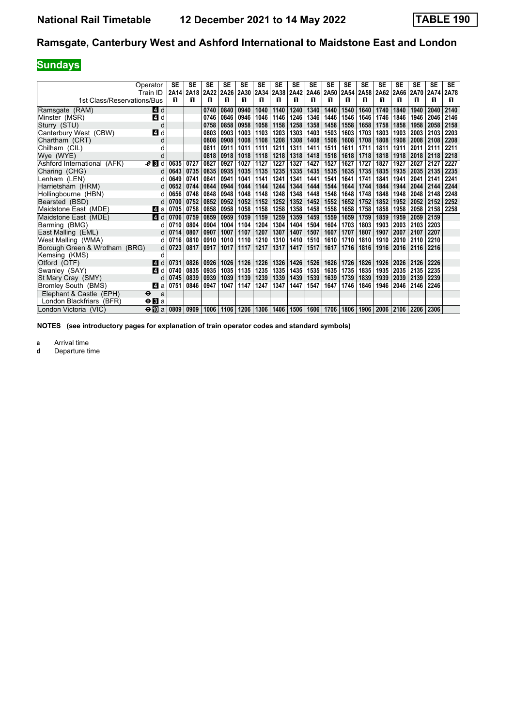# Ramsgate, Canterbury West and Ashford International to Maidstone East and London

## Sundays

| Operator | | SE | SE | SE | SE | SE | SE | SE | SE | SE | SE | SE | SE | SE | SE | SE | SE | SE |
|---|---|---|---|---|---|---|---|---|---|---|---|---|---|---|---|---|---|---|
| Train ID | | 2A14 | 2A18 | 2A22 | 2A26 | 2A30 | 2A34 | 2A38 | 2A42 | 2A46 | 2A50 | 2A54 | 2A58 | 2A62 | 2A66 | 2A70 | 2A74 | 2A78 |
| 1st Class/Reservations/Bus | | 1 | 1 | 1 | 1 | 1 | 1 | 1 | 1 | 1 | 1 | 1 | 1 | 1 | 1 | 1 | 1 | 1 |
| Ramsgate (RAM) | 4 d | | | 0740 | 0840 | 0940 | 1040 | 1140 | 1240 | 1340 | 1440 | 1540 | 1640 | 1740 | 1840 | 1940 | 2040 | 2140 |
| Minster (MSR) | 4 d | | | 0746 | 0846 | 0946 | 1046 | 1146 | 1246 | 1346 | 1446 | 1546 | 1646 | 1746 | 1846 | 1946 | 2046 | 2146 |
| Sturry (STU) | d | | | 0758 | 0858 | 0958 | 1058 | 1158 | 1258 | 1358 | 1458 | 1558 | 1658 | 1758 | 1858 | 1958 | 2058 | 2158 |
| Canterbury West (CBW) | 4 d | | | 0803 | 0903 | 1003 | 1103 | 1203 | 1303 | 1403 | 1503 | 1603 | 1703 | 1803 | 1903 | 2003 | 2103 | 2203 |
| Chartham (CRT) | d | | | 0808 | 0908 | 1008 | 1108 | 1208 | 1308 | 1408 | 1508 | 1608 | 1708 | 1808 | 1908 | 2008 | 2108 | 2208 |
| Chilham (CIL) | d | | | 0811 | 0911 | 1011 | 1111 | 1211 | 1311 | 1411 | 1511 | 1611 | 1711 | 1811 | 1911 | 2011 | 2111 | 2211 |
| Wye (WYE) | d | | | 0818 | 0918 | 1018 | 1118 | 1218 | 1318 | 1418 | 1518 | 1618 | 1718 | 1818 | 1918 | 2018 | 2118 | 2218 |
| Ashford International (AFK) | 3 d | 0635 | 0727 | 0827 | 0927 | 1027 | 1127 | 1227 | 1327 | 1427 | 1527 | 1627 | 1727 | 1827 | 1927 | 2027 | 2127 | 2227 |
| Charing (CHG) | d | 0643 | 0735 | 0835 | 0935 | 1035 | 1135 | 1235 | 1335 | 1435 | 1535 | 1635 | 1735 | 1835 | 1935 | 2035 | 2135 | 2235 |
| Lenham (LEN) | d | 0649 | 0741 | 0841 | 0941 | 1041 | 1141 | 1241 | 1341 | 1441 | 1541 | 1641 | 1741 | 1841 | 1941 | 2041 | 2141 | 2241 |
| Harrietsham (HRM) | d | 0652 | 0744 | 0844 | 0944 | 1044 | 1144 | 1244 | 1344 | 1444 | 1544 | 1644 | 1744 | 1844 | 1944 | 2044 | 2144 | 2244 |
| Hollingbourne (HBN) | d | 0656 | 0748 | 0848 | 0948 | 1048 | 1148 | 1248 | 1348 | 1448 | 1548 | 1648 | 1748 | 1848 | 1948 | 2048 | 2148 | 2248 |
| Bearsted (BSD) | d | 0700 | 0752 | 0852 | 0952 | 1052 | 1152 | 1252 | 1352 | 1452 | 1552 | 1652 | 1752 | 1852 | 1952 | 2052 | 2152 | 2252 |
| Maidstone East (MDE) | 4 a | 0705 | 0758 | 0858 | 0958 | 1058 | 1158 | 1258 | 1358 | 1458 | 1558 | 1658 | 1758 | 1858 | 1958 | 2058 | 2158 | 2258 |
| Maidstone East (MDE) | 4 d | 0706 | 0759 | 0859 | 0959 | 1059 | 1159 | 1259 | 1359 | 1459 | 1559 | 1659 | 1759 | 1859 | 1959 | 2059 | 2159 | |
| Barming (BMG) | d | 0710 | 0804 | 0904 | 1004 | 1104 | 1204 | 1304 | 1404 | 1504 | 1604 | 1703 | 1803 | 1903 | 2003 | 2103 | 2203 | |
| East Malling (EML) | d | 0714 | 0807 | 0907 | 1007 | 1107 | 1207 | 1307 | 1407 | 1507 | 1607 | 1707 | 1807 | 1907 | 2007 | 2107 | 2207 | |
| West Malling (WMA) | d | 0716 | 0810 | 0910 | 1010 | 1110 | 1210 | 1310 | 1410 | 1510 | 1610 | 1710 | 1810 | 1910 | 2010 | 2110 | 2210 | |
| Borough Green & Wrotham (BRG) | d | 0723 | 0817 | 0917 | 1017 | 1117 | 1217 | 1317 | 1417 | 1517 | 1617 | 1716 | 1816 | 1916 | 2016 | 2116 | 2216 | |
| Kemsing (KMS) | d | | | | | | | | | | | | | | | | | |
| Otford (OTF) | 4 d | 0731 | 0826 | 0926 | 1026 | 1126 | 1226 | 1326 | 1426 | 1526 | 1626 | 1726 | 1826 | 1926 | 2026 | 2126 | 2226 | |
| Swanley (SAY) | 4 d | 0740 | 0835 | 0935 | 1035 | 1135 | 1235 | 1335 | 1435 | 1535 | 1635 | 1735 | 1835 | 1935 | 2035 | 2135 | 2235 | |
| St Mary Cray (SMY) | d | 0745 | 0839 | 0939 | 1039 | 1139 | 1239 | 1339 | 1439 | 1539 | 1639 | 1739 | 1839 | 1939 | 2039 | 2139 | 2239 | |
| Bromley South (BMS) | 4 a | 0751 | 0846 | 0947 | 1047 | 1147 | 1247 | 1347 | 1447 | 1547 | 1647 | 1746 | 1846 | 1946 | 2046 | 2146 | 2246 | |
| Elephant & Castle (EPH) | ⊖ a | | | | | | | | | | | | | | | | | |
| London Blackfriars (BFR) | ⊖ 3 a | | | | | | | | | | | | | | | | | |
| London Victoria (VIC) | ⊖ 10 a | 0809 | 0909 | 1006 | 1106 | 1206 | 1306 | 1406 | 1506 | 1606 | 1706 | 1806 | 1906 | 2006 | 2106 | 2206 | 2306 | |

**NOTES (see introductory pages for explanation of train operator codes and standard symbols)**

**a** Arrival time
**d** Departure time